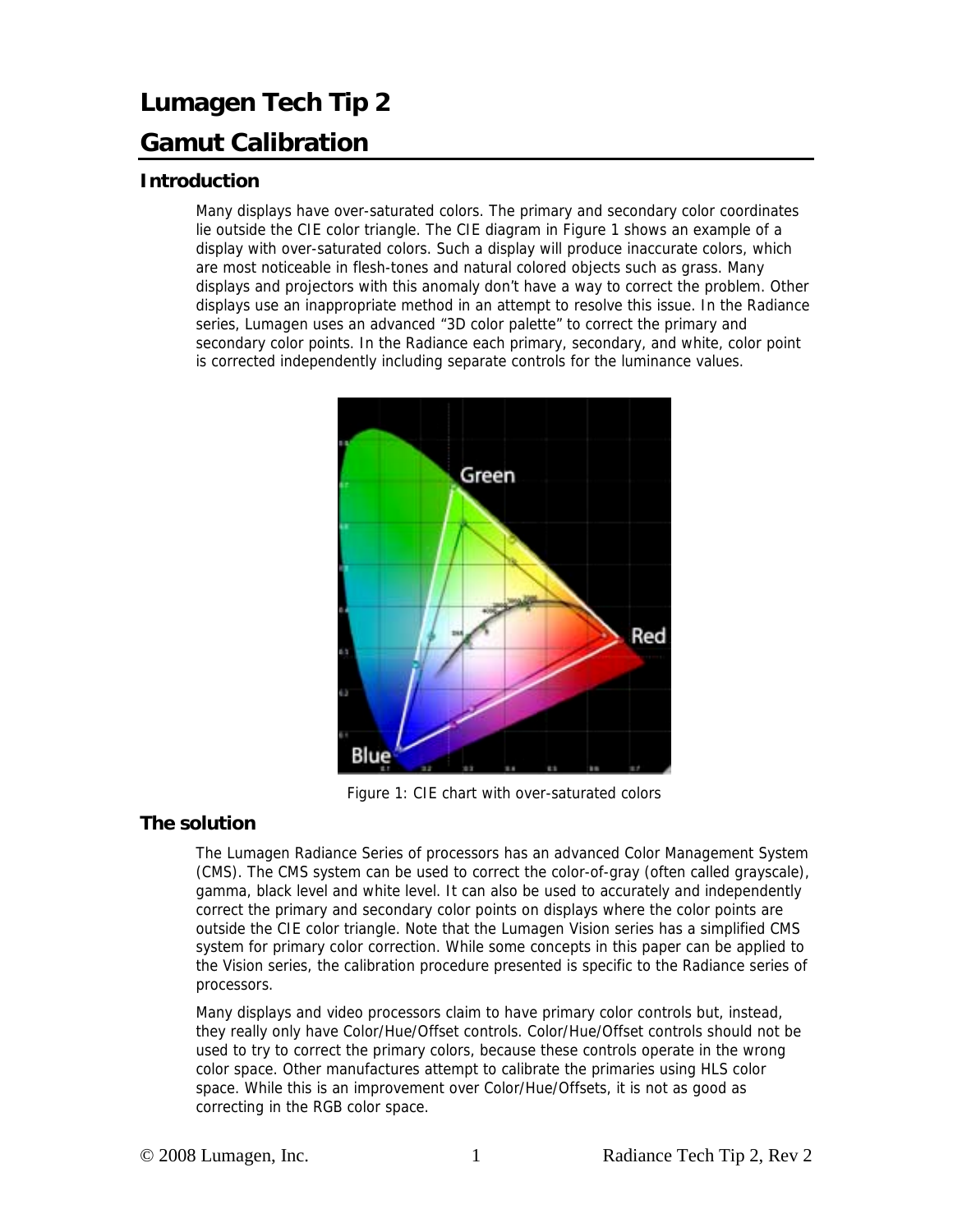# Lumagen Tech Tip 2

# Gamut Calibration

## Introduction

Many displays have over-saturated colors. The primary and secondary color coordinates lie outside the CIE color triangle. The CIE diagram in Figure 1 shows an example of a display with over-saturated colors. Such a display will produce inaccurate colors, which are most noticeable in flesh-tones and natural colored objects such as grass. Many displays and projectors with this anomaly don't have a way to correct the problem. Other displays use an inappropriate method in an attempt to resolve this issue. In the Radiance series, Lumagen uses an advanced "3D color palette" to correct the primary and secondary color points. In the Radiance each primary, secondary, and white, color point is corrected independently including separate controls for the luminance values.

Figure 1: CIE chart with over-saturated colors

## The solution

The Lumagen Radiance Series of processors has an advanced Color Management System (CMS). The CMS system can be used to correct the color-of-gray (often called grayscale), gamma, black level and white level. It can also be used to accurately and independently correct the primary and secondary color points on displays where the color points are outside the CIE color triangle. Note that the Lumagen Vision series has a simplified CMS system for primary color correction. While some concepts in this paper can be applied to the Vision series, the calibration procedure presented is specific to the Radiance series of processors.

Many displays and video processors claim to have primary color controls but, instead, they really only have Color/Hue/Offset controls. Color/Hue/Offset controls should not be used to try to correct the primary colors, because these controls operate in the wrong color space. Other manufactures attempt to calibrate the primaries using HLS color space. While this is an improvement over Color/Hue/Offsets, it is not as good as correcting in the RGB color space.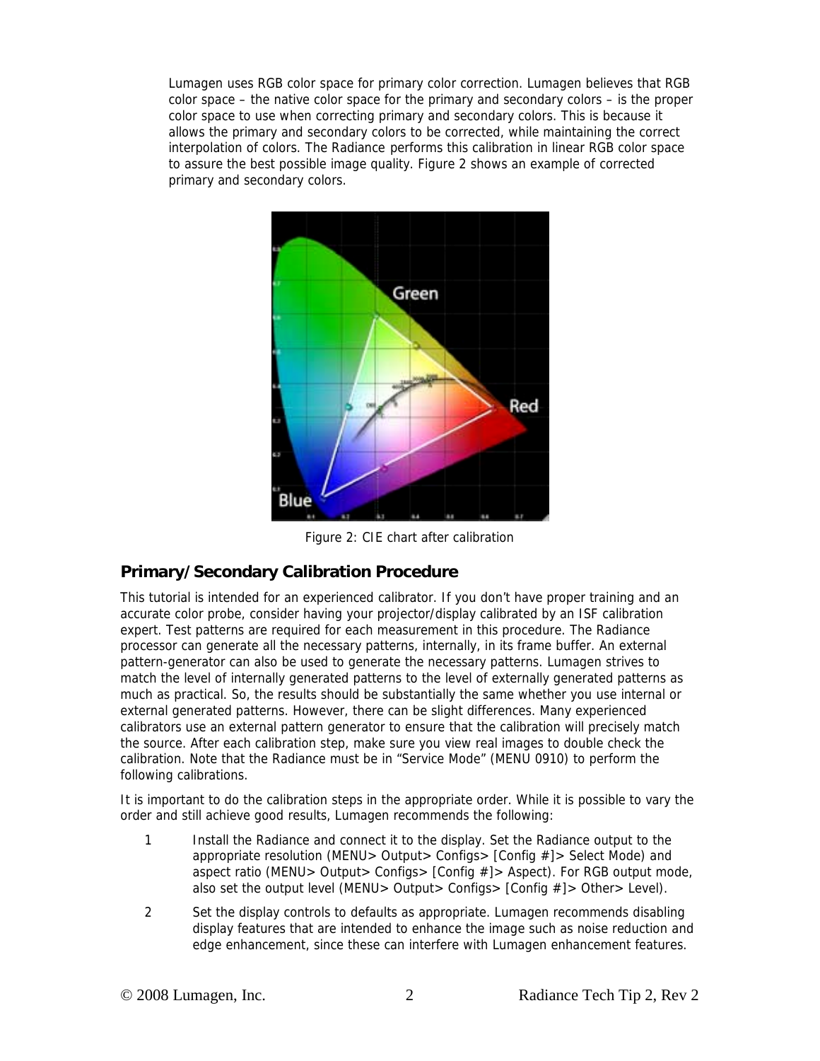Lumagen uses RGB color space for primary color correction. Lumagen believes that RGB color space – the native color space for the primary and secondary colors – is the proper color space to use when correcting primary and secondary colors. This is because it allows the primary and secondary colors to be corrected, while maintaining the correct interpolation of colors. The Radiance performs this calibration in linear RGB color space to assure the best possible image quality. Figure 2 shows an example of corrected primary and secondary colors.

Figure 2: CIE chart after calibration

## Primary/Secondary Calibration Procedure

This tutorial is intended for an experienced calibrator. If you don't have proper training and an accurate color probe, consider having your projector/display calibrated by an ISF calibration expert. Test patterns are required for each measurement in this procedure. The Radiance processor can generate all the necessary patterns, internally, in its frame buffer. An external pattern-generator can also be used to generate the necessary patterns. Lumagen strives to match the level of internally generated patterns to the level of externally generated patterns as much as practical. So, the results should be substantially the same whether you use internal or external generated patterns. However, there can be slight differences. Many experienced calibrators use an external pattern generator to ensure that the calibration will precisely match the source. After each calibration step, make sure you view real images to double check the calibration. Note that the Radiance must be in "Service Mode" (MENU 0910) to perform the following calibrations.

It is important to do the calibration steps in the appropriate order. While it is possible to vary the order and still achieve good results, Lumagen recommends the following:

1. Install the Radiance and connect it to the display. Set the Radiance output to the appropriate resolution (MENU> Output> Configs> [Config #]> Select Mode) and aspect ratio (MENU> Output> Configs> [Config #]> Aspect). For RGB output mode, also set the output level (MENU> Output> Configs> [Config #]> Other> Level).
2. Set the display controls to defaults as appropriate. Lumagen recommends disabling display features that are intended to enhance the image such as noise reduction and edge enhancement, since these can interfere with Lumagen enhancement features.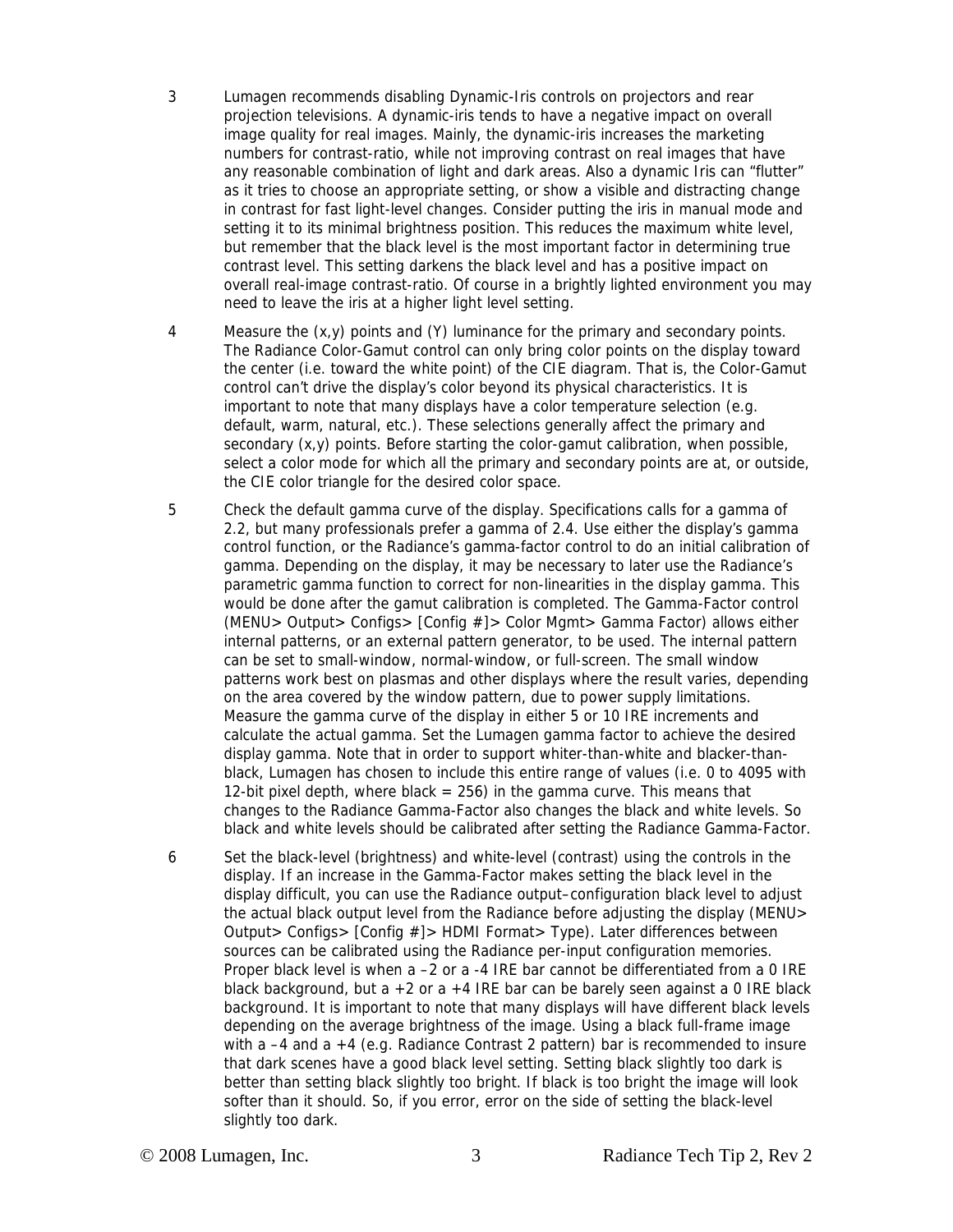3 Lumagen recommends disabling Dynamic-Iris controls on projectors and rear projection televisions. A dynamic-iris tends to have a negative impact on overall image quality for real images. Mainly, the dynamic-iris increases the marketing numbers for contrast-ratio, while not improving contrast on real images that have any reasonable combination of light and dark areas. Also a dynamic Iris can "flutter" as it tries to choose an appropriate setting, or show a visible and distracting change in contrast for fast light-level changes. Consider putting the iris in manual mode and setting it to its minimal brightness position. This reduces the maximum white level, but remember that the black level is the most important factor in determining true contrast level. This setting darkens the black level and has a positive impact on overall real-image contrast-ratio. Of course in a brightly lighted environment you may need to leave the iris at a higher light level setting.

4 Measure the (x,y) points and (Y) luminance for the primary and secondary points. The Radiance Color-Gamut control can only bring color points on the display toward the center (i.e. toward the white point) of the CIE diagram. That is, the Color-Gamut control can't drive the display's color beyond its physical characteristics. It is important to note that many displays have a color temperature selection (e.g. default, warm, natural, etc.). These selections generally affect the primary and secondary (x,y) points. Before starting the color-gamut calibration, when possible, select a color mode for which all the primary and secondary points are at, or outside, the CIE color triangle for the desired color space.

5 Check the default gamma curve of the display. Specifications calls for a gamma of 2.2, but many professionals prefer a gamma of 2.4. Use either the display's gamma control function, or the Radiance's gamma-factor control to do an initial calibration of gamma. Depending on the display, it may be necessary to later use the Radiance's parametric gamma function to correct for non-linearities in the display gamma. This would be done after the gamut calibration is completed. The Gamma-Factor control (MENU> Output> Configs> [Config #]> Color Mgmt> Gamma Factor) allows either internal patterns, or an external pattern generator, to be used. The internal pattern can be set to small-window, normal-window, or full-screen. The small window patterns work best on plasmas and other displays where the result varies, depending on the area covered by the window pattern, due to power supply limitations. Measure the gamma curve of the display in either 5 or 10 IRE increments and calculate the actual gamma. Set the Lumagen gamma factor to achieve the desired display gamma. Note that in order to support whiter-than-white and blacker-than-black, Lumagen has chosen to include this entire range of values (i.e. 0 to 4095 with 12-bit pixel depth, where black = 256) in the gamma curve. This means that changes to the Radiance Gamma-Factor also changes the black and white levels. So black and white levels should be calibrated after setting the Radiance Gamma-Factor.

6 Set the black-level (brightness) and white-level (contrast) using the controls in the display. If an increase in the Gamma-Factor makes setting the black level in the display difficult, you can use the Radiance output–configuration black level to adjust the actual black output level from the Radiance before adjusting the display (MENU> Output> Configs> [Config #]> HDMI Format> Type). Later differences between sources can be calibrated using the Radiance per-input configuration memories. Proper black level is when a –2 or a -4 IRE bar cannot be differentiated from a 0 IRE black background, but a +2 or a +4 IRE bar can be barely seen against a 0 IRE black background. It is important to note that many displays will have different black levels depending on the average brightness of the image. Using a black full-frame image with a –4 and a +4 (e.g. Radiance Contrast 2 pattern) bar is recommended to insure that dark scenes have a good black level setting. Setting black slightly too dark is better than setting black slightly too bright. If black is too bright the image will look softer than it should. So, if you error, error on the side of setting the black-level slightly too dark.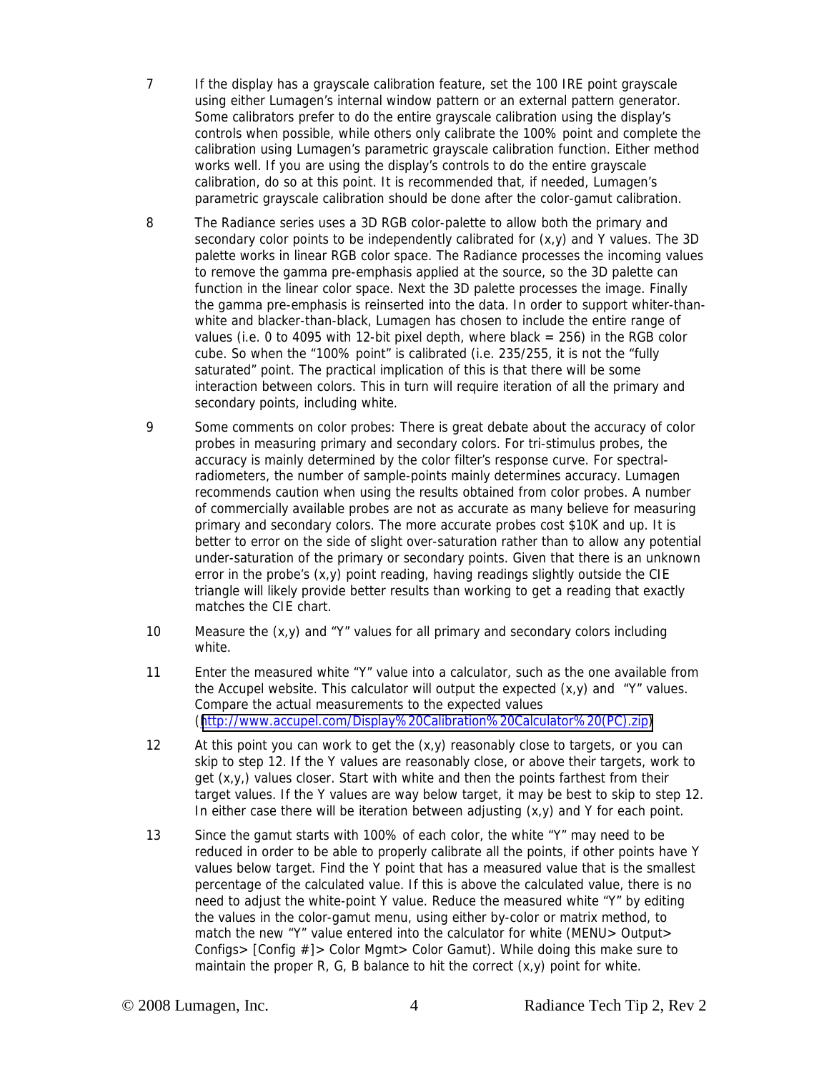7. If the display has a grayscale calibration feature, set the 100 IRE point grayscale using either Lumagen's internal window pattern or an external pattern generator. Some calibrators prefer to do the entire grayscale calibration using the display's controls when possible, while others only calibrate the 100% point and complete the calibration using Lumagen's parametric grayscale calibration function. Either method works well. If you are using the display's controls to do the entire grayscale calibration, do so at this point. It is recommended that, if needed, Lumagen's parametric grayscale calibration should be done after the color-gamut calibration.

8. The Radiance series uses a 3D RGB color-palette to allow both the primary and secondary color points to be independently calibrated for (x,y) and Y values. The 3D palette works in linear RGB color space. The Radiance processes the incoming values to remove the gamma pre-emphasis applied at the source, so the 3D palette can function in the linear color space. Next the 3D palette processes the image. Finally the gamma pre-emphasis is reinserted into the data. In order to support whiter-than-white and blacker-than-black, Lumagen has chosen to include the entire range of values (i.e. 0 to 4095 with 12-bit pixel depth, where black = 256) in the RGB color cube. So when the "100% point" is calibrated (i.e. 235/255, it is not the "fully saturated" point. The practical implication of this is that there will be some interaction between colors. This in turn will require iteration of all the primary and secondary points, including white.

9. Some comments on color probes: There is great debate about the accuracy of color probes in measuring primary and secondary colors. For tri-stimulus probes, the accuracy is mainly determined by the color filter's response curve. For spectral-radiometers, the number of sample-points mainly determines accuracy. Lumagen recommends caution when using the results obtained from color probes. A number of commercially available probes are not as accurate as many believe for measuring primary and secondary colors. The more accurate probes cost $10K and up. It is better to error on the side of slight over-saturation rather than to allow any potential under-saturation of the primary or secondary points. Given that there is an unknown error in the probe's (x,y) point reading, having readings slightly outside the CIE triangle will likely provide better results than working to get a reading that exactly matches the CIE chart.

10. Measure the (x,y) and "Y" values for all primary and secondary colors including white.

11. Enter the measured white "Y" value into a calculator, such as the one available from the Accupel website. This calculator will output the expected (x,y) and "Y" values. Compare the actual measurements to the expected values (http://www.accupel.com/Display%20Calibration%20Calculator%20(PC).zip)

12. At this point you can work to get the (x,y) reasonably close to targets, or you can skip to step 12. If the Y values are reasonably close, or above their targets, work to get (x,y,) values closer. Start with white and then the points farthest from their target values. If the Y values are way below target, it may be best to skip to step 12. In either case there will be iteration between adjusting (x,y) and Y for each point.

13. Since the gamut starts with 100% of each color, the white "Y" may need to be reduced in order to be able to properly calibrate all the points, if other points have Y values below target. Find the Y point that has a measured value that is the smallest percentage of the calculated value. If this is above the calculated value, there is no need to adjust the white-point Y value. Reduce the measured white "Y" by editing the values in the color-gamut menu, using either by-color or matrix method, to match the new "Y" value entered into the calculator for white (MENU> Output> Configs> [Config #]> Color Mgmt> Color Gamut). While doing this make sure to maintain the proper R, G, B balance to hit the correct (x,y) point for white.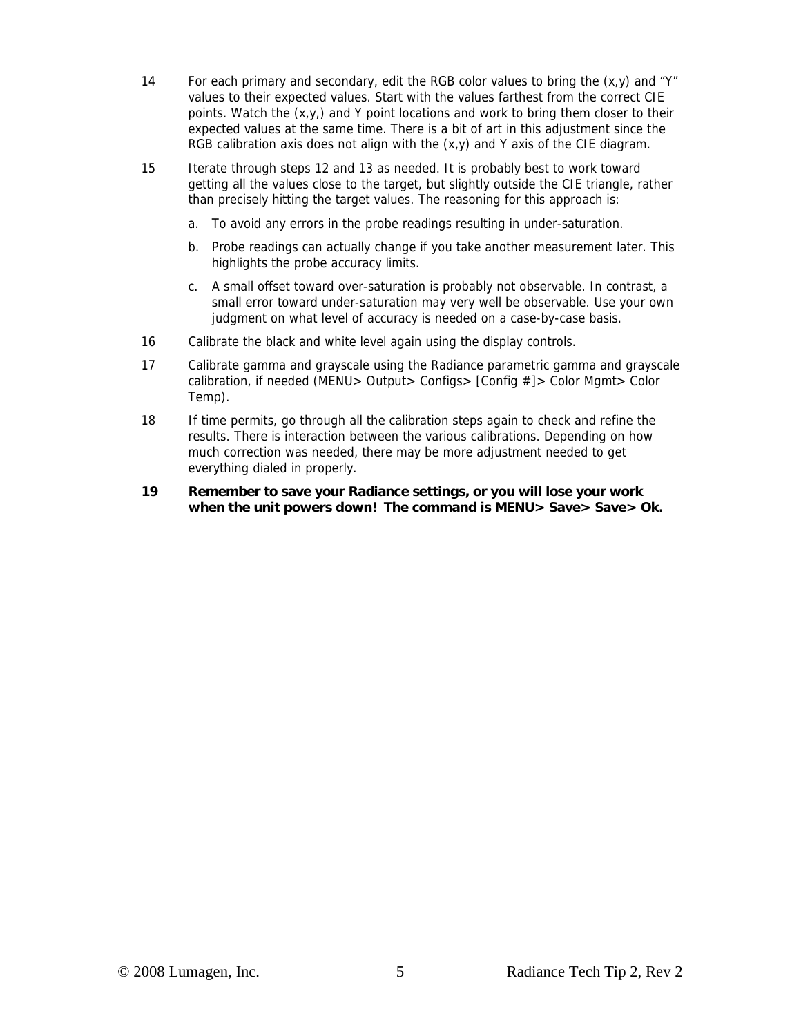14. For each primary and secondary, edit the RGB color values to bring the (x,y) and "Y" values to their expected values. Start with the values farthest from the correct CIE points. Watch the (x,y,) and Y point locations and work to bring them closer to their expected values at the same time. There is a bit of art in this adjustment since the RGB calibration axis does not align with the (x,y) and Y axis of the CIE diagram.

15. Iterate through steps 12 and 13 as needed. It is probably best to work toward getting all the values close to the target, but slightly outside the CIE triangle, rather than precisely hitting the target values. The reasoning for this approach is:

    a. To avoid any errors in the probe readings resulting in under-saturation.

    b. Probe readings can actually change if you take another measurement later. This highlights the probe accuracy limits.

    c. A small offset toward over-saturation is probably not observable. In contrast, a small error toward under-saturation may very well be observable. Use your own judgment on what level of accuracy is needed on a case-by-case basis.

16. Calibrate the black and white level again using the display controls.

17. Calibrate gamma and grayscale using the Radiance parametric gamma and grayscale calibration, if needed (MENU> Output> Configs> [Config #]> Color Mgmt> Color Temp).

18. If time permits, go through all the calibration steps again to check and refine the results. There is interaction between the various calibrations. Depending on how much correction was needed, there may be more adjustment needed to get everything dialed in properly.

19. **Remember to save your Radiance settings, or you will lose your work when the unit powers down! The command is MENU> Save> Save> Ok.**